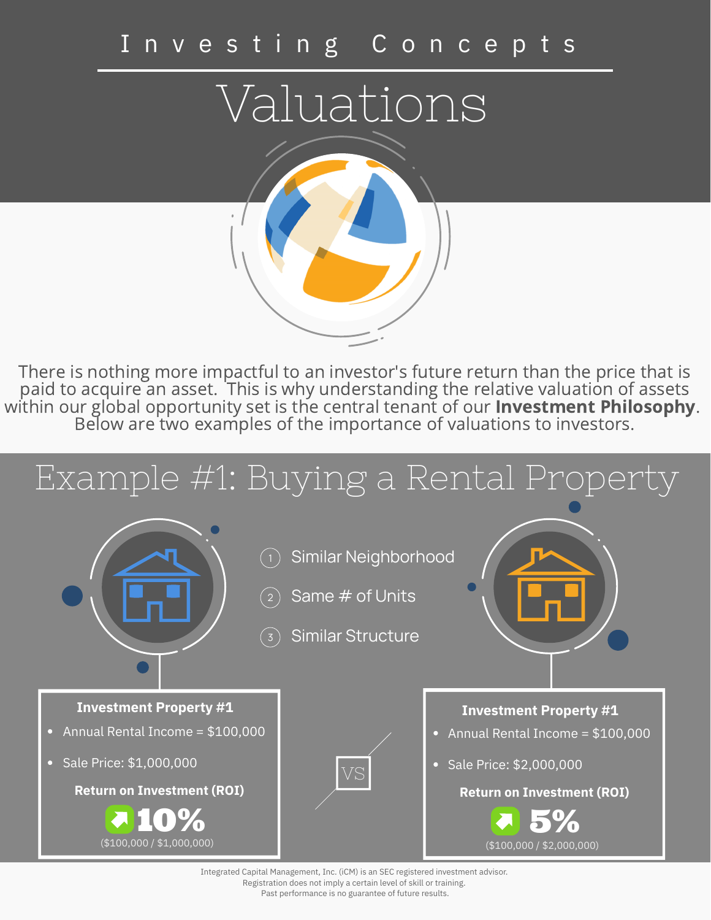# Investing Concepts

# Valuations

There is nothing more impactful to an investor's future return than the price that is paid to acquire an asset. This is why understanding the relative valuation of assets within our global opportunity set is the central tenant of our **Investment Philosophy**. Below are two examples of the importance of valuations to investors.

## Example #1: Buying a Rental Property

1. Similar Neighborhood
2. Same # of Units
3. Similar Structure

**Investment Property #1**

- Annual Rental Income = $100,000
- Sale Price: $1,000,000

**Return on Investment (ROI)**

**10%**

($100,000 / $1,000,000)

VS

**Investment Property #1**

- Annual Rental Income = $100,000
- Sale Price: $2,000,000

**Return on Investment (ROI)**

**5%**

($100,000 / $2,000,000)

Integrated Capital Management, Inc. (iCM) is an SEC registered investment advisor.
Registration does not imply a certain level of skill or training.
Past performance is no guarantee of future results.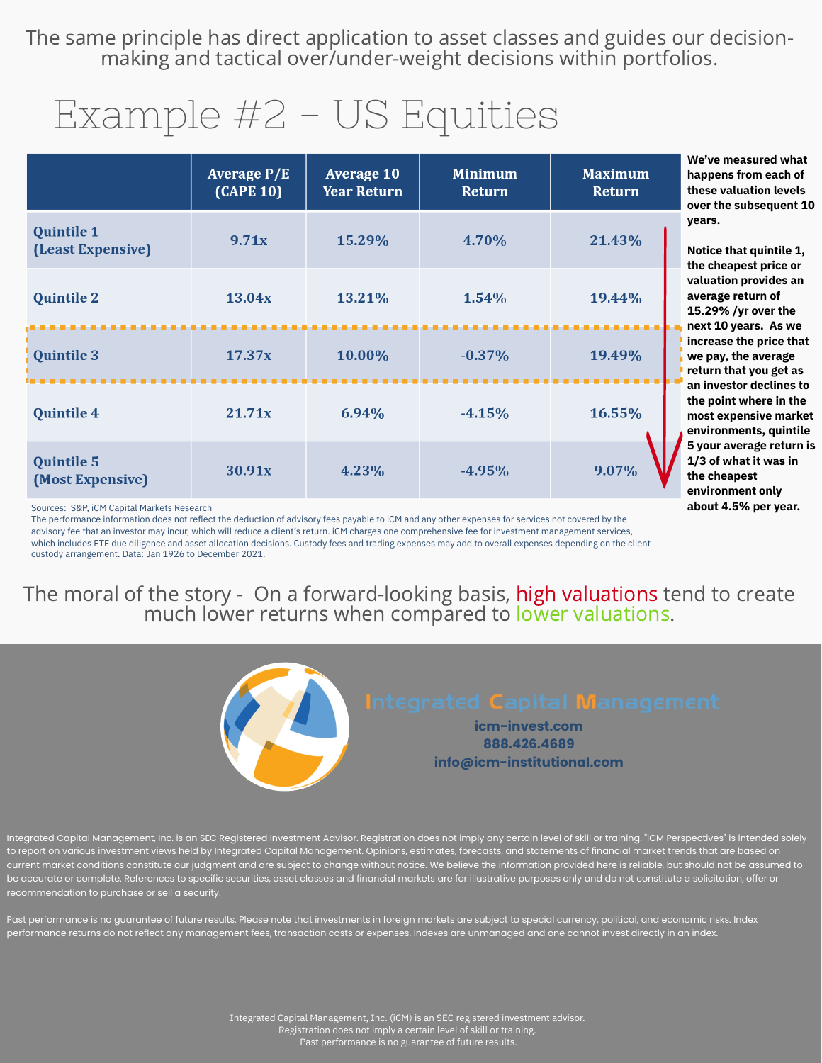The same principle has direct application to asset classes and guides our decision-making and tactical over/under-weight decisions within portfolios.

# Example #2 – US Equities

| | Average P/E (CAPE 10) | Average 10 Year Return | Minimum Return | Maximum Return |
|---|---|---|---|---|
| Quintile 1 (Least Expensive) | 9.71x | 15.29% | 4.70% | 21.43% |
| Quintile 2 | 13.04x | 13.21% | 1.54% | 19.44% |
| Quintile 3 | 17.37x | 10.00% | -0.37% | 19.49% |
| Quintile 4 | 21.71x | 6.94% | -4.15% | 16.55% |
| Quintile 5 (Most Expensive) | 30.91x | 4.23% | -4.95% | 9.07% |

Sources: S&P, iCM Capital Markets Research

The performance information does not reflect the deduction of advisory fees payable to iCM and any other expenses for services not covered by the advisory fee that an investor may incur, which will reduce a client's return. iCM charges one comprehensive fee for investment management services, which includes ETF due diligence and asset allocation decisions. Custody fees and trading expenses may add to overall expenses depending on the client custody arrangement. Data: Jan 1926 to December 2021.

**We've measured what happens from each of these valuation levels over the subsequent 10 years.**

**Notice that quintile 1, the cheapest price or valuation provides an average return of 15.29% /yr over the next 10 years. As we increase the price that we pay, the average return that you get as an investor declines to the point where in the most expensive market environments, quintile 5 your average return is 1/3 of what it was in the cheapest environment only about 4.5% per year.**

The moral of the story - On a forward-looking basis, high valuations tend to create much lower returns when compared to lower valuations.

Integrated Capital Management

icm-invest.com

888.426.4689

info@icm-institutional.com

Integrated Capital Management, Inc. is an SEC Registered Investment Advisor. Registration does not imply any certain level of skill or training. "iCM Perspectives" is intended solely to report on various investment views held by Integrated Capital Management. Opinions, estimates, forecasts, and statements of financial market trends that are based on current market conditions constitute our judgment and are subject to change without notice. We believe the information provided here is reliable, but should not be assumed to be accurate or complete. References to specific securities, asset classes and financial markets are for illustrative purposes only and do not constitute a solicitation, offer or recommendation to purchase or sell a security.

Past performance is no guarantee of future results. Please note that investments in foreign markets are subject to special currency, political, and economic risks. Index performance returns do not reflect any management fees, transaction costs or expenses. Indexes are unmanaged and one cannot invest directly in an index.

Integrated Capital Management, Inc. (iCM) is an SEC registered investment advisor.
Registration does not imply a certain level of skill or training.
Past performance is no guarantee of future results.